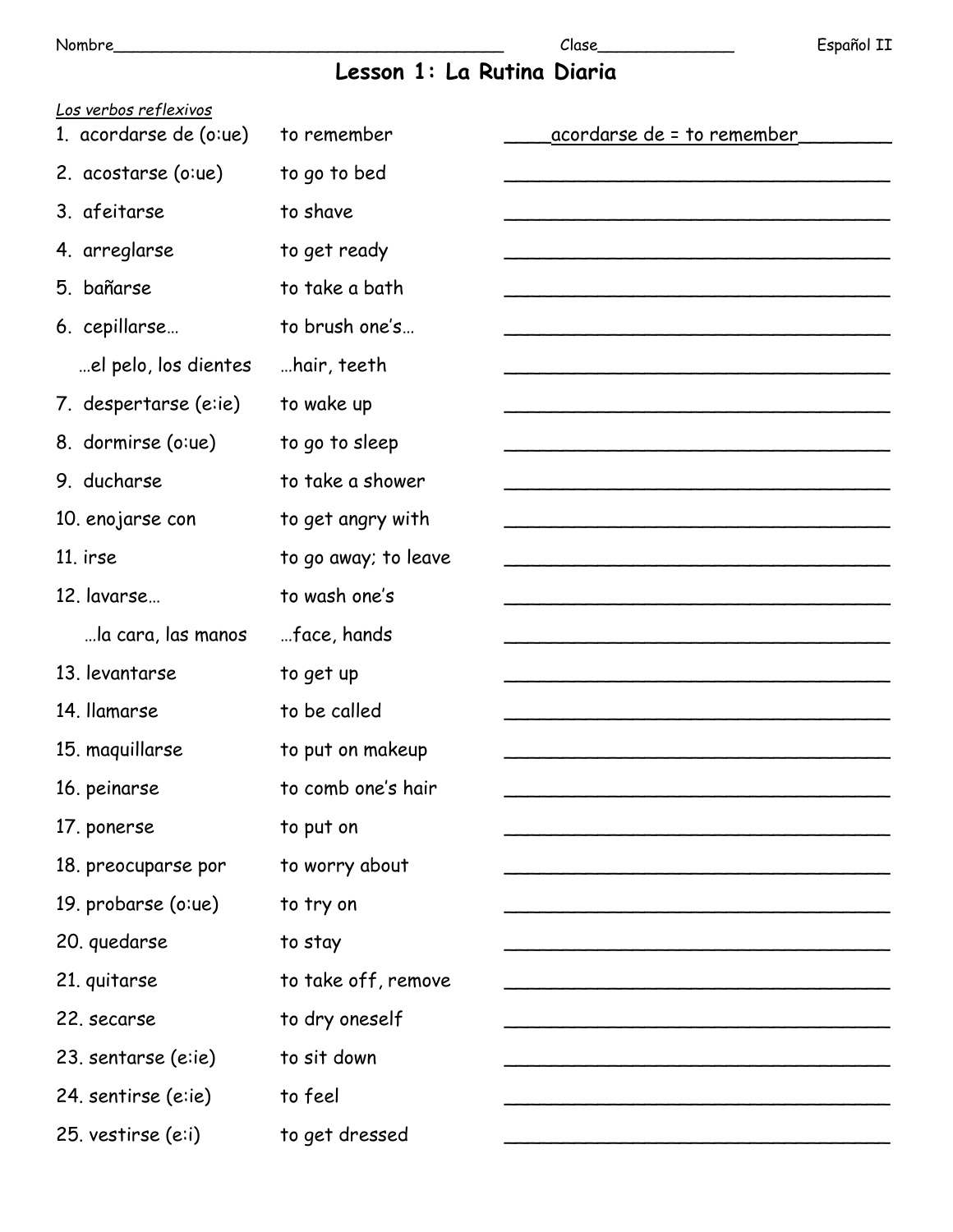Nombre________________________________________ Clase______________ Español II

# Lesson 1: La Rutina Diaria

*Los verbos reflexivos*

| | | |
|---|---|---|
| 1. acordarse de (o:ue) | to remember | acordarse de = to remember |
| 2. acostarse (o:ue) | to go to bed | |
| 3. afeitarse | to shave | |
| 4. arreglarse | to get ready | |
| 5. bañarse | to take a bath | |
| 6. cepillarse… | to brush one's… | |
| …el pelo, los dientes | …hair, teeth | |
| 7. despertarse (e:ie) | to wake up | |
| 8. dormirse (o:ue) | to go to sleep | |
| 9. ducharse | to take a shower | |
| 10. enojarse con | to get angry with | |
| 11. irse | to go away; to leave | |
| 12. lavarse… | to wash one's | |
| …la cara, las manos | …face, hands | |
| 13. levantarse | to get up | |
| 14. llamarse | to be called | |
| 15. maquillarse | to put on makeup | |
| 16. peinarse | to comb one's hair | |
| 17. ponerse | to put on | |
| 18. preocuparse por | to worry about | |
| 19. probarse (o:ue) | to try on | |
| 20. quedarse | to stay | |
| 21. quitarse | to take off, remove | |
| 22. secarse | to dry oneself | |
| 23. sentarse (e:ie) | to sit down | |
| 24. sentirse (e:ie) | to feel | |
| 25. vestirse (e:i) | to get dressed | |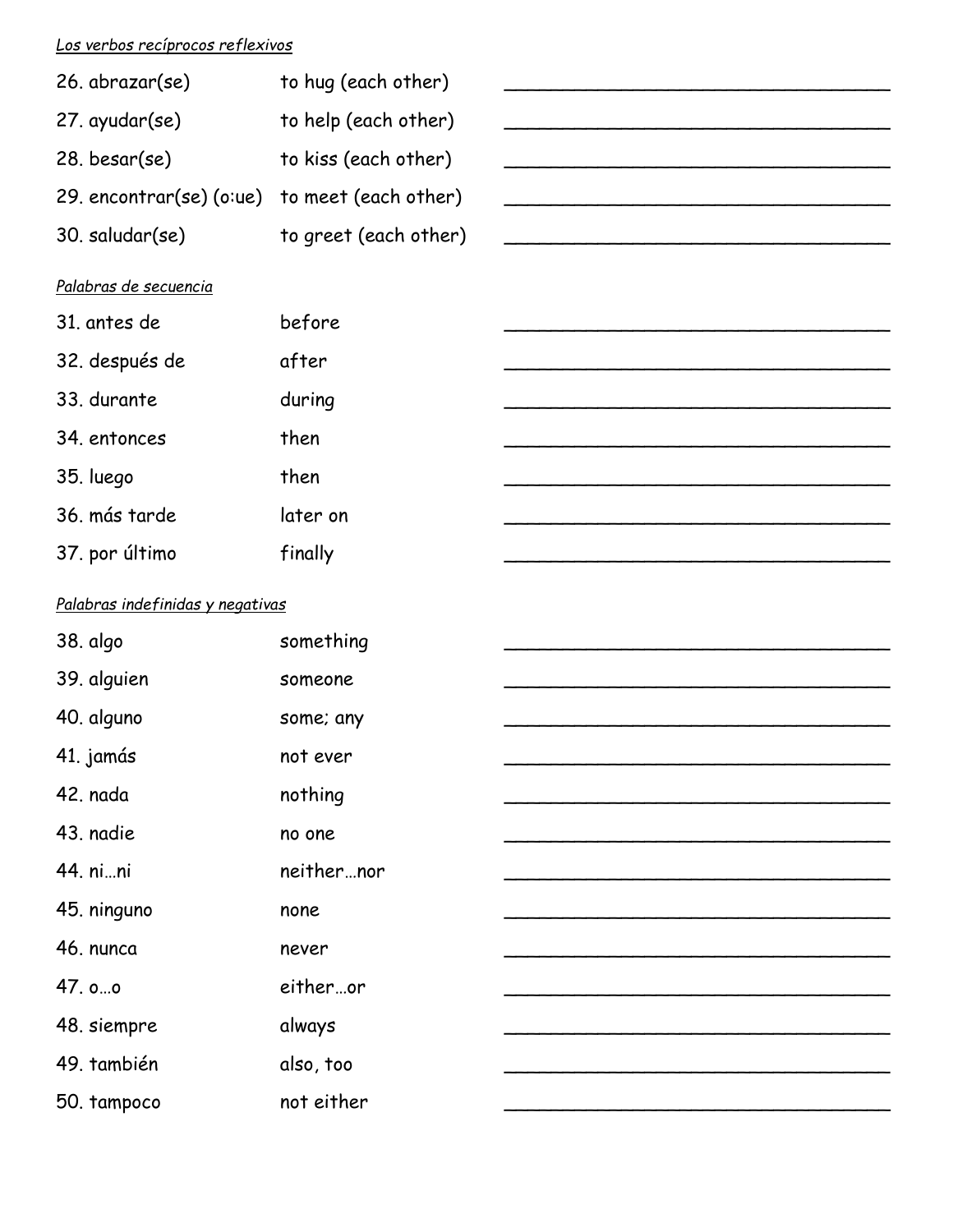*Los verbos recíprocos reflexivos*

| | | |
|---|---|---|
| 26. abrazar(se) | to hug (each other) | ________________________________ |
| 27. ayudar(se) | to help (each other) | ________________________________ |
| 28. besar(se) | to kiss (each other) | ________________________________ |
| 29. encontrar(se) (o:ue) | to meet (each other) | ________________________________ |
| 30. saludar(se) | to greet (each other) | ________________________________ |

*Palabras de secuencia*

| | | |
|---|---|---|
| 31. antes de | before | ________________________________ |
| 32. después de | after | ________________________________ |
| 33. durante | during | ________________________________ |
| 34. entonces | then | ________________________________ |
| 35. luego | then | ________________________________ |
| 36. más tarde | later on | ________________________________ |
| 37. por último | finally | ________________________________ |

*Palabras indefinidas y negativas*

| | | |
|---|---|---|
| 38. algo | something | ________________________________ |
| 39. alguien | someone | ________________________________ |
| 40. alguno | some; any | ________________________________ |
| 41. jamás | not ever | ________________________________ |
| 42. nada | nothing | ________________________________ |
| 43. nadie | no one | ________________________________ |
| 44. ni…ni | neither…nor | ________________________________ |
| 45. ninguno | none | ________________________________ |
| 46. nunca | never | ________________________________ |
| 47. o…o | either…or | ________________________________ |
| 48. siempre | always | ________________________________ |
| 49. también | also, too | ________________________________ |
| 50. tampoco | not either | ________________________________ |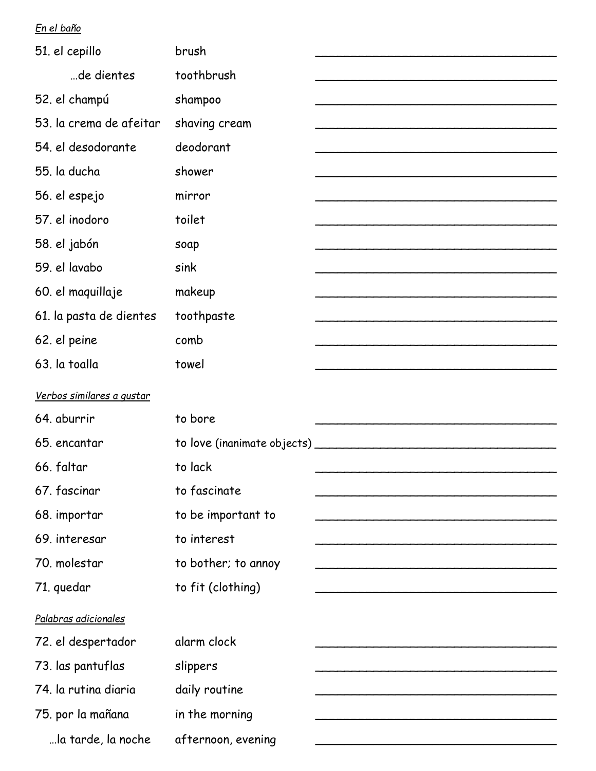*En el baño*

| | | |
|---|---|---|
| 51. el cepillo | brush | ___________________________________ |
| …de dientes | toothbrush | ___________________________________ |
| 52. el champú | shampoo | ___________________________________ |
| 53. la crema de afeitar | shaving cream | ___________________________________ |
| 54. el desodorante | deodorant | ___________________________________ |
| 55. la ducha | shower | ___________________________________ |
| 56. el espejo | mirror | ___________________________________ |
| 57. el inodoro | toilet | ___________________________________ |
| 58. el jabón | soap | ___________________________________ |
| 59. el lavabo | sink | ___________________________________ |
| 60. el maquillaje | makeup | ___________________________________ |
| 61. la pasta de dientes | toothpaste | ___________________________________ |
| 62. el peine | comb | ___________________________________ |
| 63. la toalla | towel | ___________________________________ |

*Verbos similares a gustar*

| | | |
|---|---|---|
| 64. aburrir | to bore | ___________________________________ |
| 65. encantar | to love (inanimate objects) | ___________________________________ |
| 66. faltar | to lack | ___________________________________ |
| 67. fascinar | to fascinate | ___________________________________ |
| 68. importar | to be important to | ___________________________________ |
| 69. interesar | to interest | ___________________________________ |
| 70. molestar | to bother; to annoy | ___________________________________ |
| 71. quedar | to fit (clothing) | ___________________________________ |

*Palabras adicionales*

| | | |
|---|---|---|
| 72. el despertador | alarm clock | ___________________________________ |
| 73. las pantuflas | slippers | ___________________________________ |
| 74. la rutina diaria | daily routine | ___________________________________ |
| 75. por la mañana | in the morning | ___________________________________ |
| …la tarde, la noche | afternoon, evening | ___________________________________ |